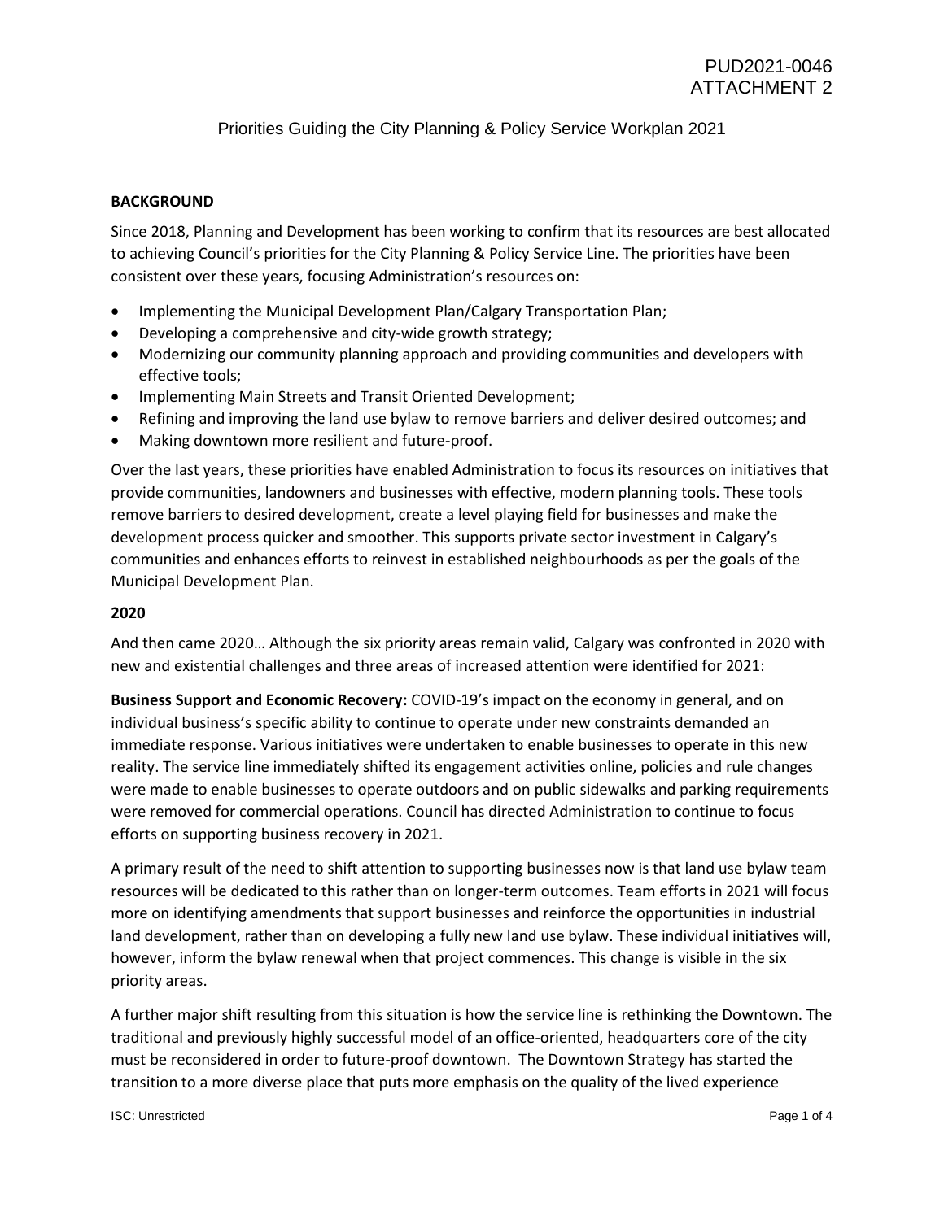PUD2021-0046
ATTACHMENT 2

# Priorities Guiding the City Planning & Policy Service Workplan 2021

## BACKGROUND

Since 2018, Planning and Development has been working to confirm that its resources are best allocated to achieving Council's priorities for the City Planning & Policy Service Line. The priorities have been consistent over these years, focusing Administration's resources on:

- Implementing the Municipal Development Plan/Calgary Transportation Plan;
- Developing a comprehensive and city-wide growth strategy;
- Modernizing our community planning approach and providing communities and developers with effective tools;
- Implementing Main Streets and Transit Oriented Development;
- Refining and improving the land use bylaw to remove barriers and deliver desired outcomes; and
- Making downtown more resilient and future-proof.

Over the last years, these priorities have enabled Administration to focus its resources on initiatives that provide communities, landowners and businesses with effective, modern planning tools. These tools remove barriers to desired development, create a level playing field for businesses and make the development process quicker and smoother. This supports private sector investment in Calgary's communities and enhances efforts to reinvest in established neighbourhoods as per the goals of the Municipal Development Plan.

## 2020

And then came 2020… Although the six priority areas remain valid, Calgary was confronted in 2020 with new and existential challenges and three areas of increased attention were identified for 2021:

**Business Support and Economic Recovery:** COVID-19's impact on the economy in general, and on individual business's specific ability to continue to operate under new constraints demanded an immediate response. Various initiatives were undertaken to enable businesses to operate in this new reality. The service line immediately shifted its engagement activities online, policies and rule changes were made to enable businesses to operate outdoors and on public sidewalks and parking requirements were removed for commercial operations. Council has directed Administration to continue to focus efforts on supporting business recovery in 2021.

A primary result of the need to shift attention to supporting businesses now is that land use bylaw team resources will be dedicated to this rather than on longer-term outcomes. Team efforts in 2021 will focus more on identifying amendments that support businesses and reinforce the opportunities in industrial land development, rather than on developing a fully new land use bylaw. These individual initiatives will, however, inform the bylaw renewal when that project commences. This change is visible in the six priority areas.

A further major shift resulting from this situation is how the service line is rethinking the Downtown. The traditional and previously highly successful model of an office-oriented, headquarters core of the city must be reconsidered in order to future-proof downtown. The Downtown Strategy has started the transition to a more diverse place that puts more emphasis on the quality of the lived experience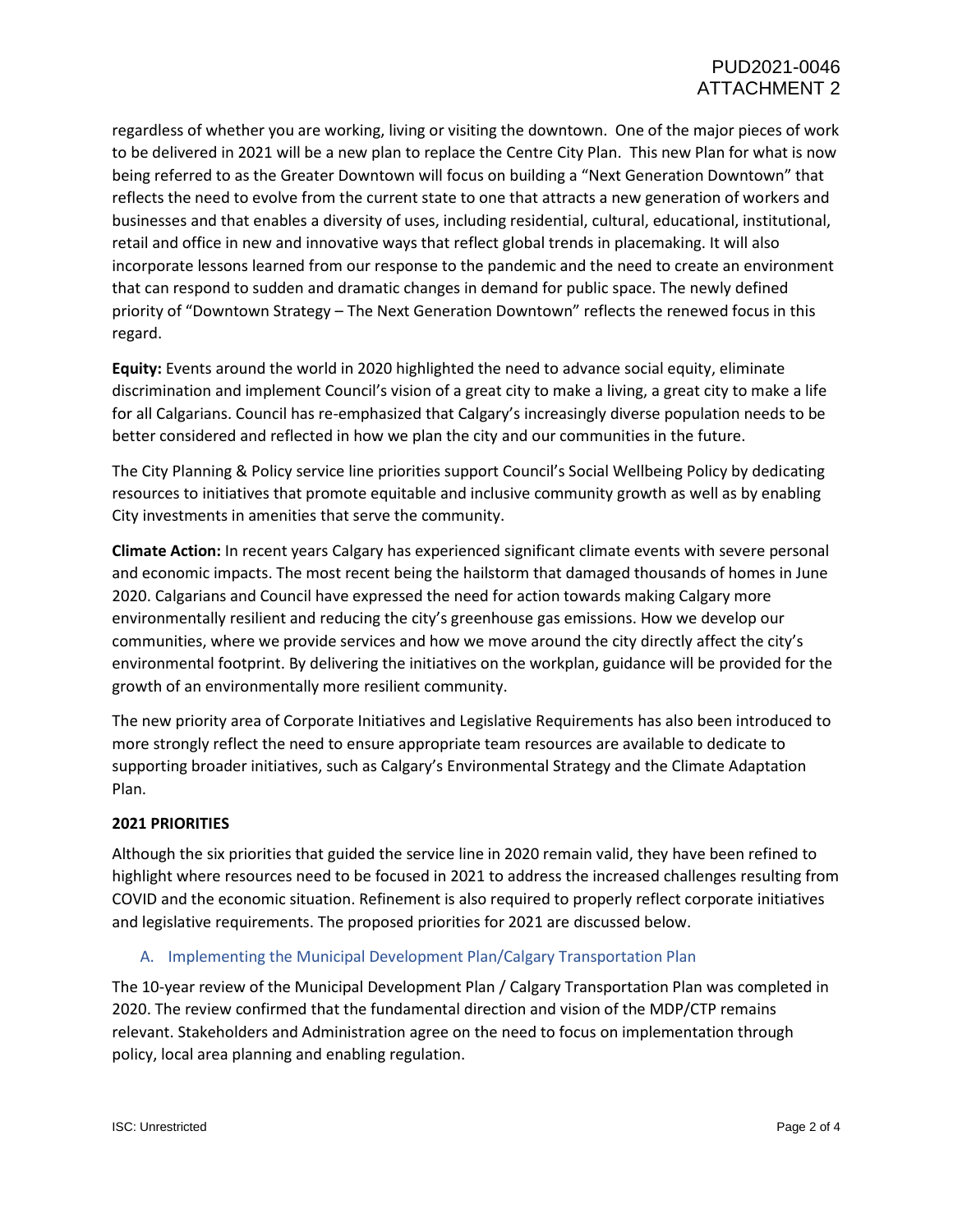regardless of whether you are working, living or visiting the downtown. One of the major pieces of work to be delivered in 2021 will be a new plan to replace the Centre City Plan. This new Plan for what is now being referred to as the Greater Downtown will focus on building a "Next Generation Downtown" that reflects the need to evolve from the current state to one that attracts a new generation of workers and businesses and that enables a diversity of uses, including residential, cultural, educational, institutional, retail and office in new and innovative ways that reflect global trends in placemaking. It will also incorporate lessons learned from our response to the pandemic and the need to create an environment that can respond to sudden and dramatic changes in demand for public space. The newly defined priority of "Downtown Strategy – The Next Generation Downtown" reflects the renewed focus in this regard.

**Equity:** Events around the world in 2020 highlighted the need to advance social equity, eliminate discrimination and implement Council's vision of a great city to make a living, a great city to make a life for all Calgarians. Council has re-emphasized that Calgary's increasingly diverse population needs to be better considered and reflected in how we plan the city and our communities in the future.

The City Planning & Policy service line priorities support Council's Social Wellbeing Policy by dedicating resources to initiatives that promote equitable and inclusive community growth as well as by enabling City investments in amenities that serve the community.

**Climate Action:** In recent years Calgary has experienced significant climate events with severe personal and economic impacts. The most recent being the hailstorm that damaged thousands of homes in June 2020. Calgarians and Council have expressed the need for action towards making Calgary more environmentally resilient and reducing the city's greenhouse gas emissions. How we develop our communities, where we provide services and how we move around the city directly affect the city's environmental footprint. By delivering the initiatives on the workplan, guidance will be provided for the growth of an environmentally more resilient community.

The new priority area of Corporate Initiatives and Legislative Requirements has also been introduced to more strongly reflect the need to ensure appropriate team resources are available to dedicate to supporting broader initiatives, such as Calgary's Environmental Strategy and the Climate Adaptation Plan.

## 2021 PRIORITIES

Although the six priorities that guided the service line in 2020 remain valid, they have been refined to highlight where resources need to be focused in 2021 to address the increased challenges resulting from COVID and the economic situation. Refinement is also required to properly reflect corporate initiatives and legislative requirements. The proposed priorities for 2021 are discussed below.

### A. Implementing the Municipal Development Plan/Calgary Transportation Plan

The 10-year review of the Municipal Development Plan / Calgary Transportation Plan was completed in 2020. The review confirmed that the fundamental direction and vision of the MDP/CTP remains relevant. Stakeholders and Administration agree on the need to focus on implementation through policy, local area planning and enabling regulation.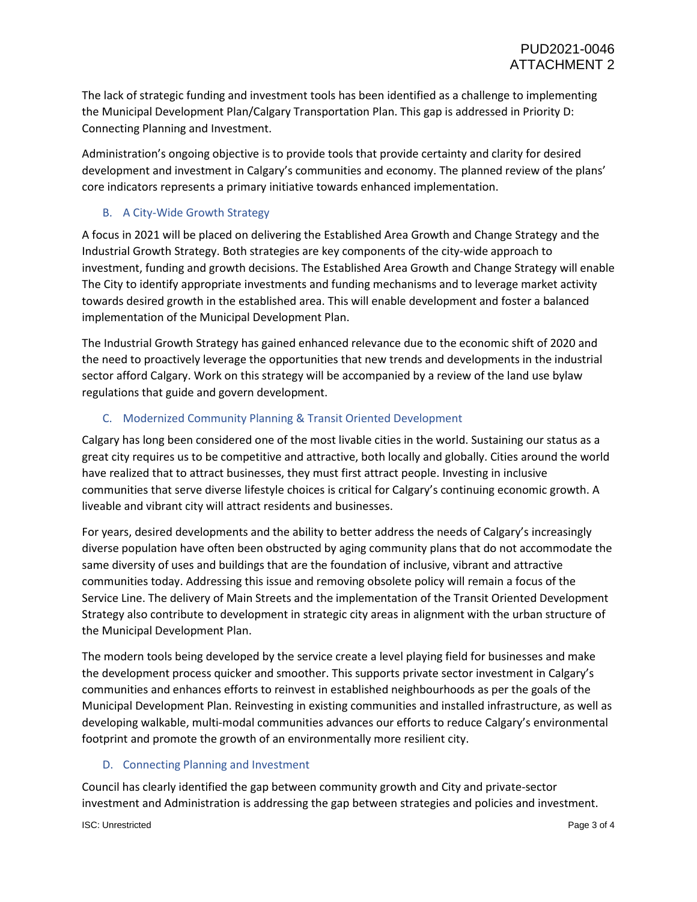The lack of strategic funding and investment tools has been identified as a challenge to implementing the Municipal Development Plan/Calgary Transportation Plan. This gap is addressed in Priority D: Connecting Planning and Investment.

Administration's ongoing objective is to provide tools that provide certainty and clarity for desired development and investment in Calgary's communities and economy. The planned review of the plans' core indicators represents a primary initiative towards enhanced implementation.

### B. A City-Wide Growth Strategy

A focus in 2021 will be placed on delivering the Established Area Growth and Change Strategy and the Industrial Growth Strategy. Both strategies are key components of the city-wide approach to investment, funding and growth decisions. The Established Area Growth and Change Strategy will enable The City to identify appropriate investments and funding mechanisms and to leverage market activity towards desired growth in the established area. This will enable development and foster a balanced implementation of the Municipal Development Plan.

The Industrial Growth Strategy has gained enhanced relevance due to the economic shift of 2020 and the need to proactively leverage the opportunities that new trends and developments in the industrial sector afford Calgary. Work on this strategy will be accompanied by a review of the land use bylaw regulations that guide and govern development.

### C. Modernized Community Planning & Transit Oriented Development

Calgary has long been considered one of the most livable cities in the world. Sustaining our status as a great city requires us to be competitive and attractive, both locally and globally. Cities around the world have realized that to attract businesses, they must first attract people. Investing in inclusive communities that serve diverse lifestyle choices is critical for Calgary's continuing economic growth. A liveable and vibrant city will attract residents and businesses.

For years, desired developments and the ability to better address the needs of Calgary's increasingly diverse population have often been obstructed by aging community plans that do not accommodate the same diversity of uses and buildings that are the foundation of inclusive, vibrant and attractive communities today. Addressing this issue and removing obsolete policy will remain a focus of the Service Line. The delivery of Main Streets and the implementation of the Transit Oriented Development Strategy also contribute to development in strategic city areas in alignment with the urban structure of the Municipal Development Plan.

The modern tools being developed by the service create a level playing field for businesses and make the development process quicker and smoother. This supports private sector investment in Calgary's communities and enhances efforts to reinvest in established neighbourhoods as per the goals of the Municipal Development Plan. Reinvesting in existing communities and installed infrastructure, as well as developing walkable, multi-modal communities advances our efforts to reduce Calgary's environmental footprint and promote the growth of an environmentally more resilient city.

### D. Connecting Planning and Investment

Council has clearly identified the gap between community growth and City and private-sector investment and Administration is addressing the gap between strategies and policies and investment.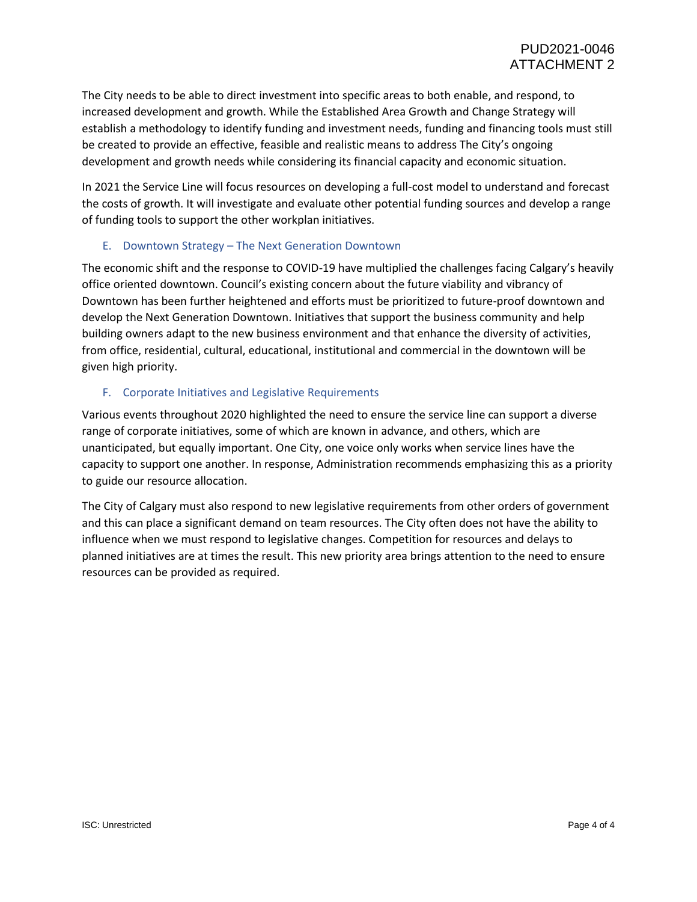The City needs to be able to direct investment into specific areas to both enable, and respond, to increased development and growth. While the Established Area Growth and Change Strategy will establish a methodology to identify funding and investment needs, funding and financing tools must still be created to provide an effective, feasible and realistic means to address The City's ongoing development and growth needs while considering its financial capacity and economic situation.

In 2021 the Service Line will focus resources on developing a full-cost model to understand and forecast the costs of growth. It will investigate and evaluate other potential funding sources and develop a range of funding tools to support the other workplan initiatives.

### E. Downtown Strategy – The Next Generation Downtown

The economic shift and the response to COVID-19 have multiplied the challenges facing Calgary's heavily office oriented downtown. Council's existing concern about the future viability and vibrancy of Downtown has been further heightened and efforts must be prioritized to future-proof downtown and develop the Next Generation Downtown. Initiatives that support the business community and help building owners adapt to the new business environment and that enhance the diversity of activities, from office, residential, cultural, educational, institutional and commercial in the downtown will be given high priority.

### F. Corporate Initiatives and Legislative Requirements

Various events throughout 2020 highlighted the need to ensure the service line can support a diverse range of corporate initiatives, some of which are known in advance, and others, which are unanticipated, but equally important. One City, one voice only works when service lines have the capacity to support one another. In response, Administration recommends emphasizing this as a priority to guide our resource allocation.

The City of Calgary must also respond to new legislative requirements from other orders of government and this can place a significant demand on team resources. The City often does not have the ability to influence when we must respond to legislative changes. Competition for resources and delays to planned initiatives are at times the result. This new priority area brings attention to the need to ensure resources can be provided as required.